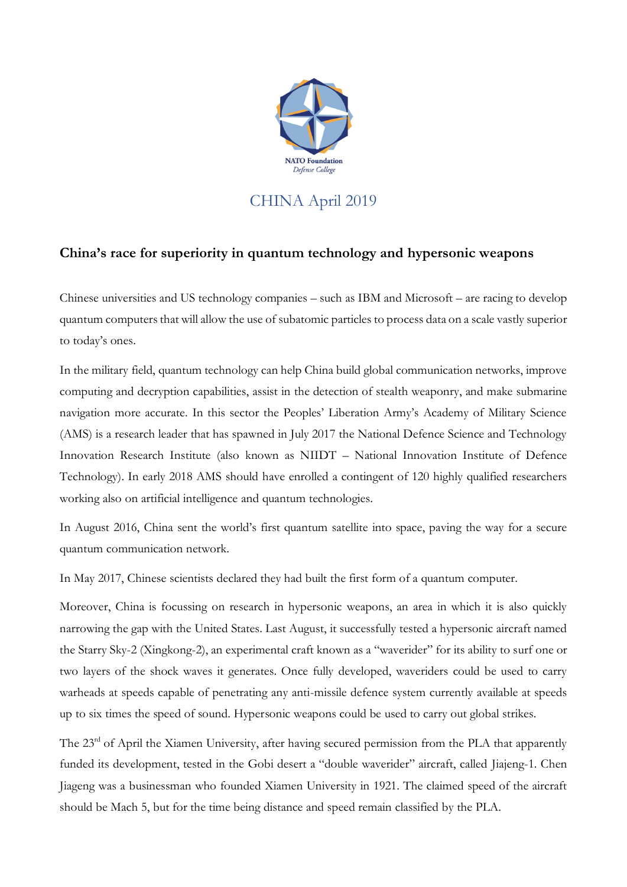NATO Foundation
*Defense College*

# CHINA April 2019

## China's race for superiority in quantum technology and hypersonic weapons

Chinese universities and US technology companies – such as IBM and Microsoft – are racing to develop quantum computers that will allow the use of subatomic particles to process data on a scale vastly superior to today's ones.

In the military field, quantum technology can help China build global communication networks, improve computing and decryption capabilities, assist in the detection of stealth weaponry, and make submarine navigation more accurate. In this sector the Peoples' Liberation Army's Academy of Military Science (AMS) is a research leader that has spawned in July 2017 the National Defence Science and Technology Innovation Research Institute (also known as NIIDT – National Innovation Institute of Defence Technology). In early 2018 AMS should have enrolled a contingent of 120 highly qualified researchers working also on artificial intelligence and quantum technologies.

In August 2016, China sent the world's first quantum satellite into space, paving the way for a secure quantum communication network.

In May 2017, Chinese scientists declared they had built the first form of a quantum computer.

Moreover, China is focussing on research in hypersonic weapons, an area in which it is also quickly narrowing the gap with the United States. Last August, it successfully tested a hypersonic aircraft named the Starry Sky-2 (Xingkong-2), an experimental craft known as a "waverider" for its ability to surf one or two layers of the shock waves it generates. Once fully developed, waveriders could be used to carry warheads at speeds capable of penetrating any anti-missile defence system currently available at speeds up to six times the speed of sound. Hypersonic weapons could be used to carry out global strikes.

The 23rd of April the Xiamen University, after having secured permission from the PLA that apparently funded its development, tested in the Gobi desert a "double waverider" aircraft, called Jiajeng-1. Chen Jiageng was a businessman who founded Xiamen University in 1921. The claimed speed of the aircraft should be Mach 5, but for the time being distance and speed remain classified by the PLA.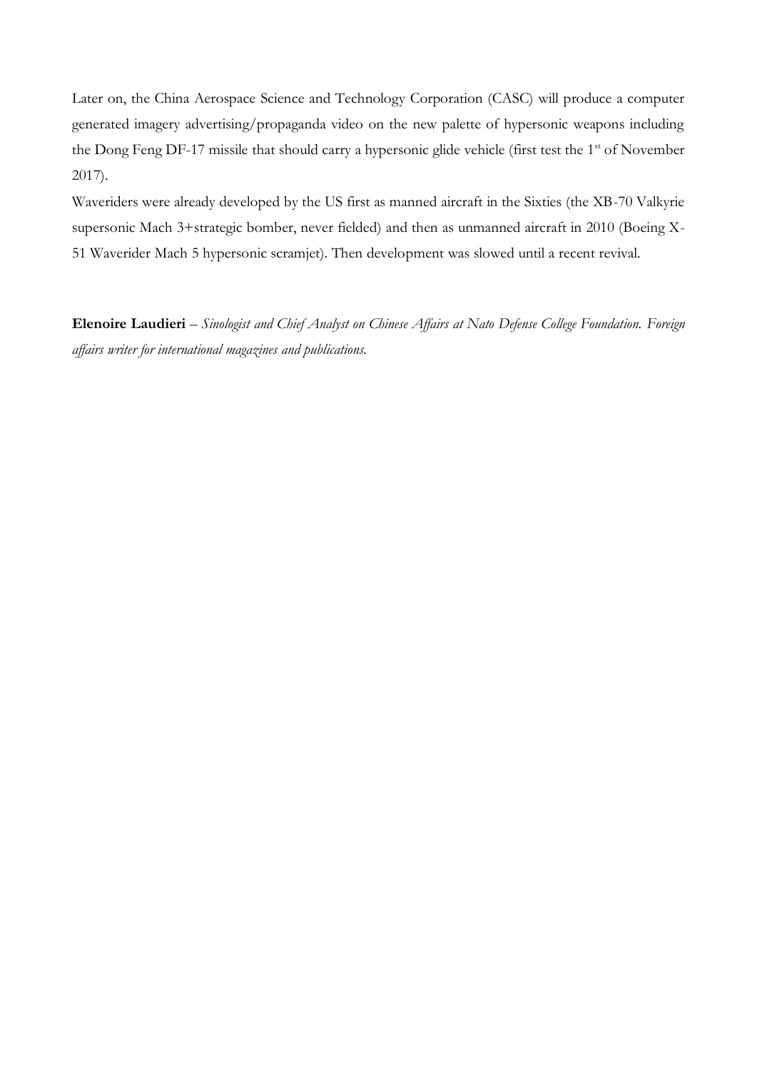Later on, the China Aerospace Science and Technology Corporation (CASC) will produce a computer generated imagery advertising/propaganda video on the new palette of hypersonic weapons including the Dong Feng DF-17 missile that should carry a hypersonic glide vehicle (first test the 1st of November 2017).

Waveriders were already developed by the US first as manned aircraft in the Sixties (the XB-70 Valkyrie supersonic Mach 3+strategic bomber, never fielded) and then as unmanned aircraft in 2010 (Boeing X-51 Waverider Mach 5 hypersonic scramjet). Then development was slowed until a recent revival.

**Elenoire Laudieri** – *Sinologist and Chief Analyst on Chinese Affairs at Nato Defense College Foundation. Foreign affairs writer for international magazines and publications.*